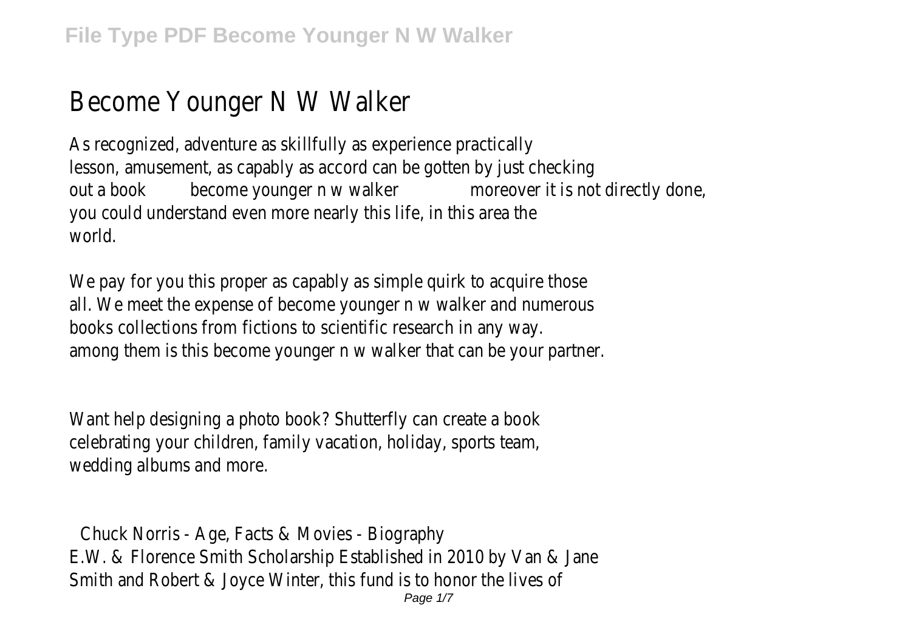# Become Younger N W Walker

As recognized, adventure as skillfully as experience practically lesson, amusement, as capably as accord can be gotten by just checking out a book **become younger n w walker** moreover it is not directly done, you could understand even more nearly this life, in this area the world.

We pay for you this proper as capably as simple quirk to acquire those all. We meet the expense of become younger n w walker and numerous books collections from fictions to scientific research in any way. among them is this become younger n w walker that can be your partner.

Want help designing a photo book? Shutterfly can create a book celebrating your children, family vacation, holiday, sports team, wedding albums and more.

## Chuck Norris - Age, Facts & Movies - Biography

E.W. & Florence Smith Scholarship Established in 2010 by Van & Jane Smith and Robert & Joyce Winter, this fund is to honor the lives of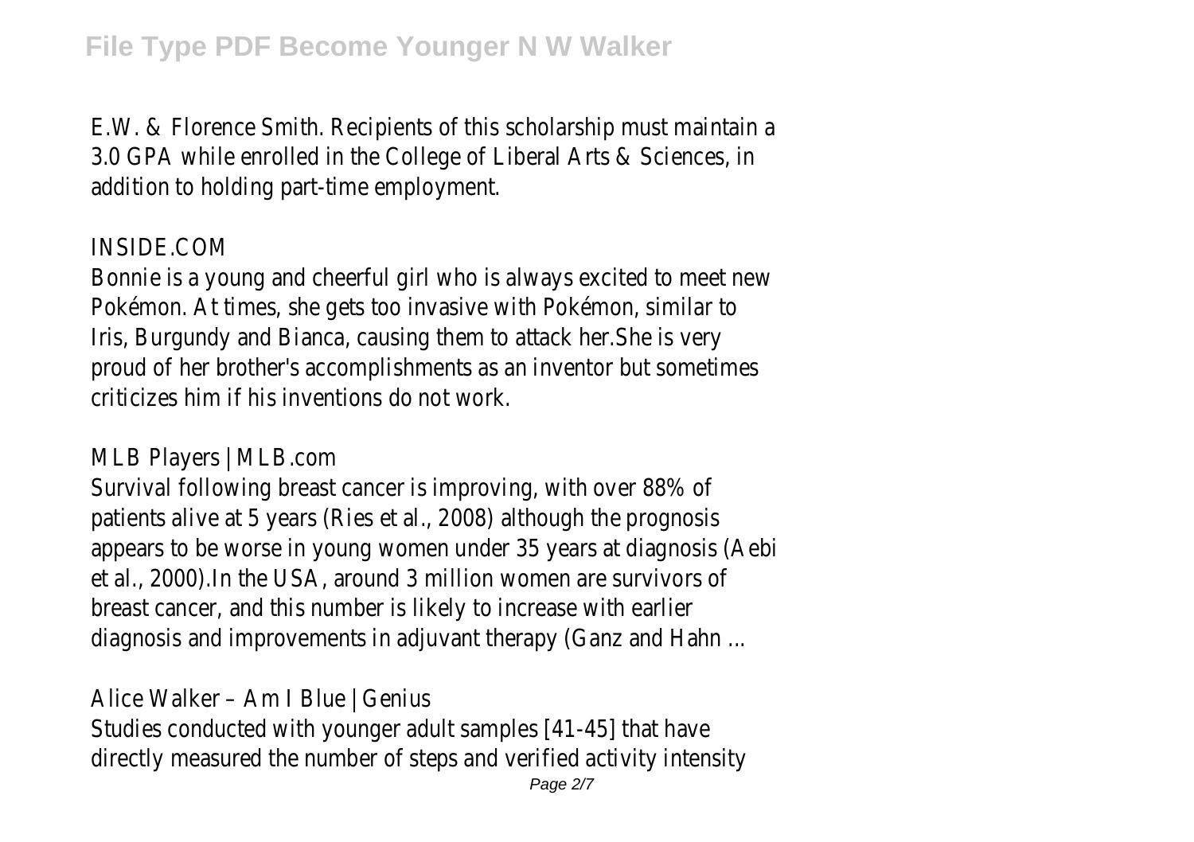E.W. & Florence Smith. Recipients of this scholarship must maintain a 3.0 GPA while enrolled in the College of Liberal Arts & Sciences, in addition to holding part-time employment.

INSIDE.COM

Bonnie is a young and cheerful girl who is always excited to meet new Pokémon. At times, she gets too invasive with Pokémon, similar to Iris, Burgundy and Bianca, causing them to attack her.She is very proud of her brother's accomplishments as an inventor but sometimes criticizes him if his inventions do not work.

MLB Players | MLB.com

Survival following breast cancer is improving, with over 88% of patients alive at 5 years (Ries et al., 2008) although the prognosis appears to be worse in young women under 35 years at diagnosis (Aebi et al., 2000).In the USA, around 3 million women are survivors of breast cancer, and this number is likely to increase with earlier diagnosis and improvements in adjuvant therapy (Ganz and Hahn ...

Alice Walker – Am I Blue | Genius

Studies conducted with younger adult samples [41-45] that have directly measured the number of steps and verified activity intensity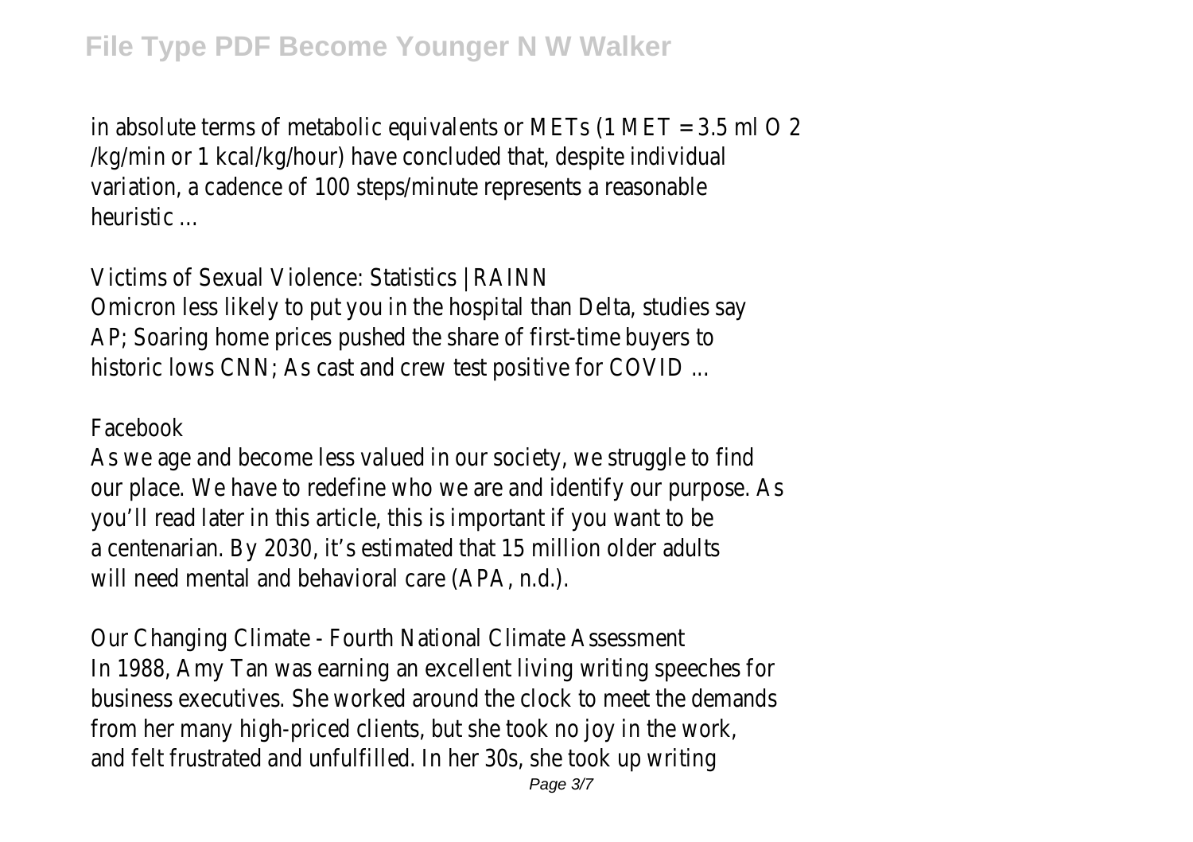in absolute terms of metabolic equivalents or METs (1 MET = 3.5 ml $O_2$ /kg/min or 1 kcal/kg/hour) have concluded that, despite individual variation, a cadence of 100 steps/minute represents a reasonable heuristic ...

## Victims of Sexual Violence: Statistics | RAINN

Omicron less likely to put you in the hospital than Delta, studies say AP; Soaring home prices pushed the share of first-time buyers to historic lows CNN; As cast and crew test positive for COVID ...

## Facebook

As we age and become less valued in our society, we struggle to find our place. We have to redefine who we are and identify our purpose. As you'll read later in this article, this is important if you want to be a centenarian. By 2030, it's estimated that 15 million older adults will need mental and behavioral care (APA, n.d.).

## Our Changing Climate - Fourth National Climate Assessment

In 1988, Amy Tan was earning an excellent living writing speeches for business executives. She worked around the clock to meet the demands from her many high-priced clients, but she took no joy in the work, and felt frustrated and unfulfilled. In her 30s, she took up writing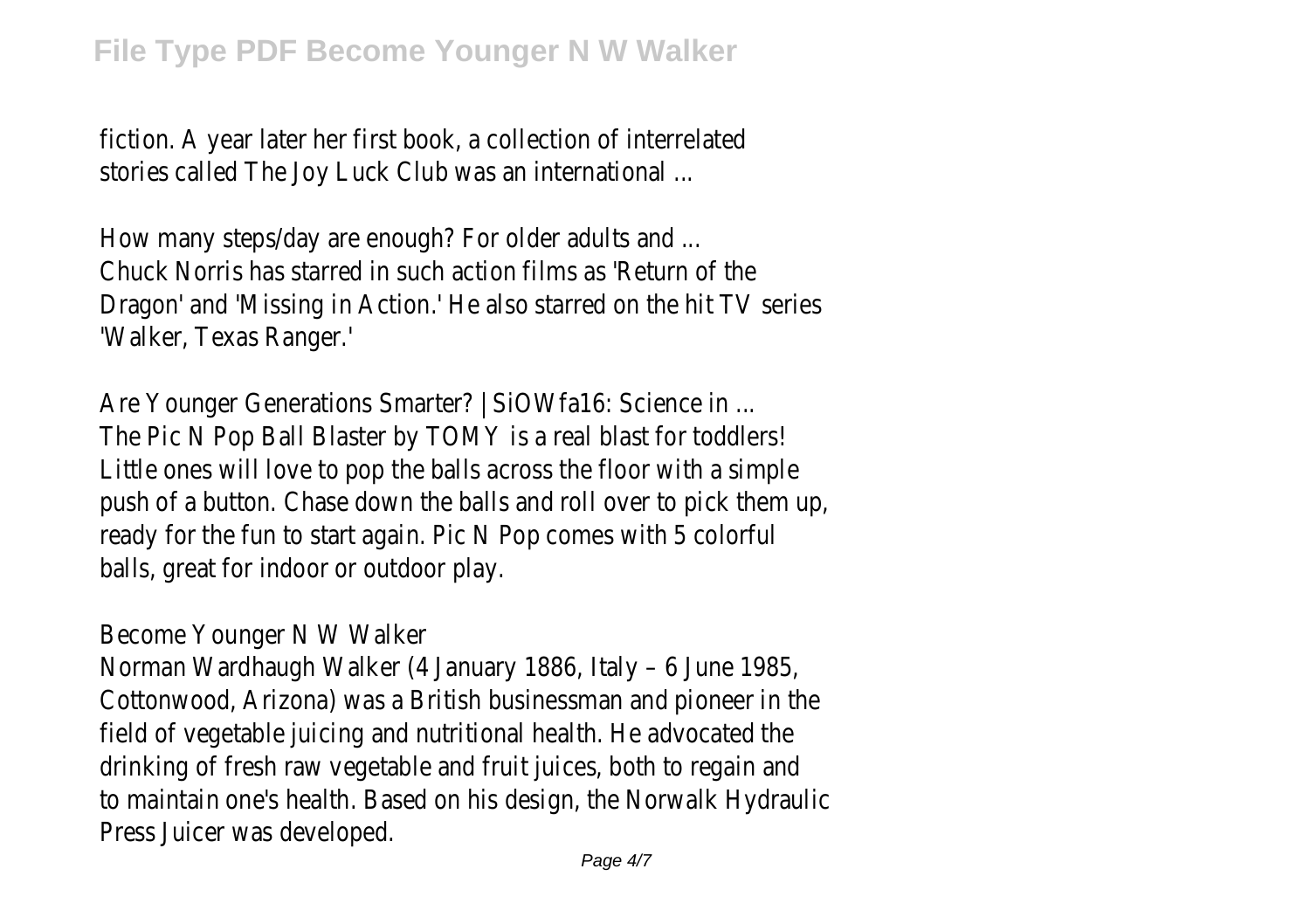fiction. A year later her first book, a collection of interrelated stories called The Joy Luck Club was an international ...

How many steps/day are enough? For older adults and ...
Chuck Norris has starred in such action films as 'Return of the Dragon' and 'Missing in Action.' He also starred on the hit TV series 'Walker, Texas Ranger.'

Are Younger Generations Smarter? | SiOWfa16: Science in ...
The Pic N Pop Ball Blaster by TOMY is a real blast for toddlers! Little ones will love to pop the balls across the floor with a simple push of a button. Chase down the balls and roll over to pick them up, ready for the fun to start again. Pic N Pop comes with 5 colorful balls, great for indoor or outdoor play.

Become Younger N W Walker
Norman Wardhaugh Walker (4 January 1886, Italy – 6 June 1985, Cottonwood, Arizona) was a British businessman and pioneer in the field of vegetable juicing and nutritional health. He advocated the drinking of fresh raw vegetable and fruit juices, both to regain and to maintain one's health. Based on his design, the Norwalk Hydraulic Press Juicer was developed.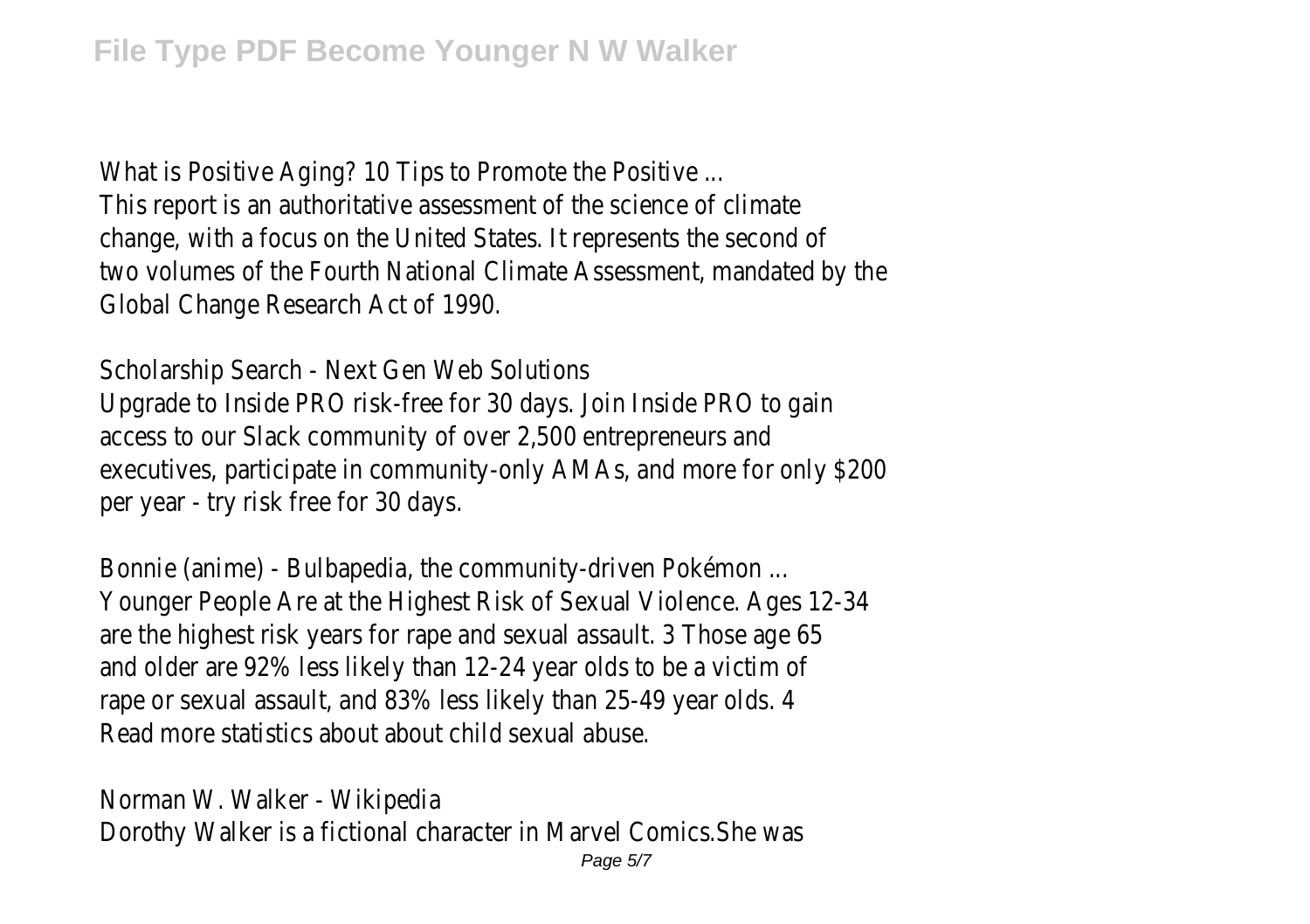What is Positive Aging? 10 Tips to Promote the Positive ...
This report is an authoritative assessment of the science of climate change, with a focus on the United States. It represents the second of two volumes of the Fourth National Climate Assessment, mandated by the Global Change Research Act of 1990.

Scholarship Search - Next Gen Web Solutions
Upgrade to Inside PRO risk-free for 30 days. Join Inside PRO to gain access to our Slack community of over 2,500 entrepreneurs and executives, participate in community-only AMAs, and more for only $200 per year - try risk free for 30 days.

Bonnie (anime) - Bulbapedia, the community-driven Pokémon ...
Younger People Are at the Highest Risk of Sexual Violence. Ages 12-34 are the highest risk years for rape and sexual assault. 3 Those age 65 and older are 92% less likely than 12-24 year olds to be a victim of rape or sexual assault, and 83% less likely than 25-49 year olds. 4 Read more statistics about about child sexual abuse.

Norman W. Walker - Wikipedia
Dorothy Walker is a fictional character in Marvel Comics.She was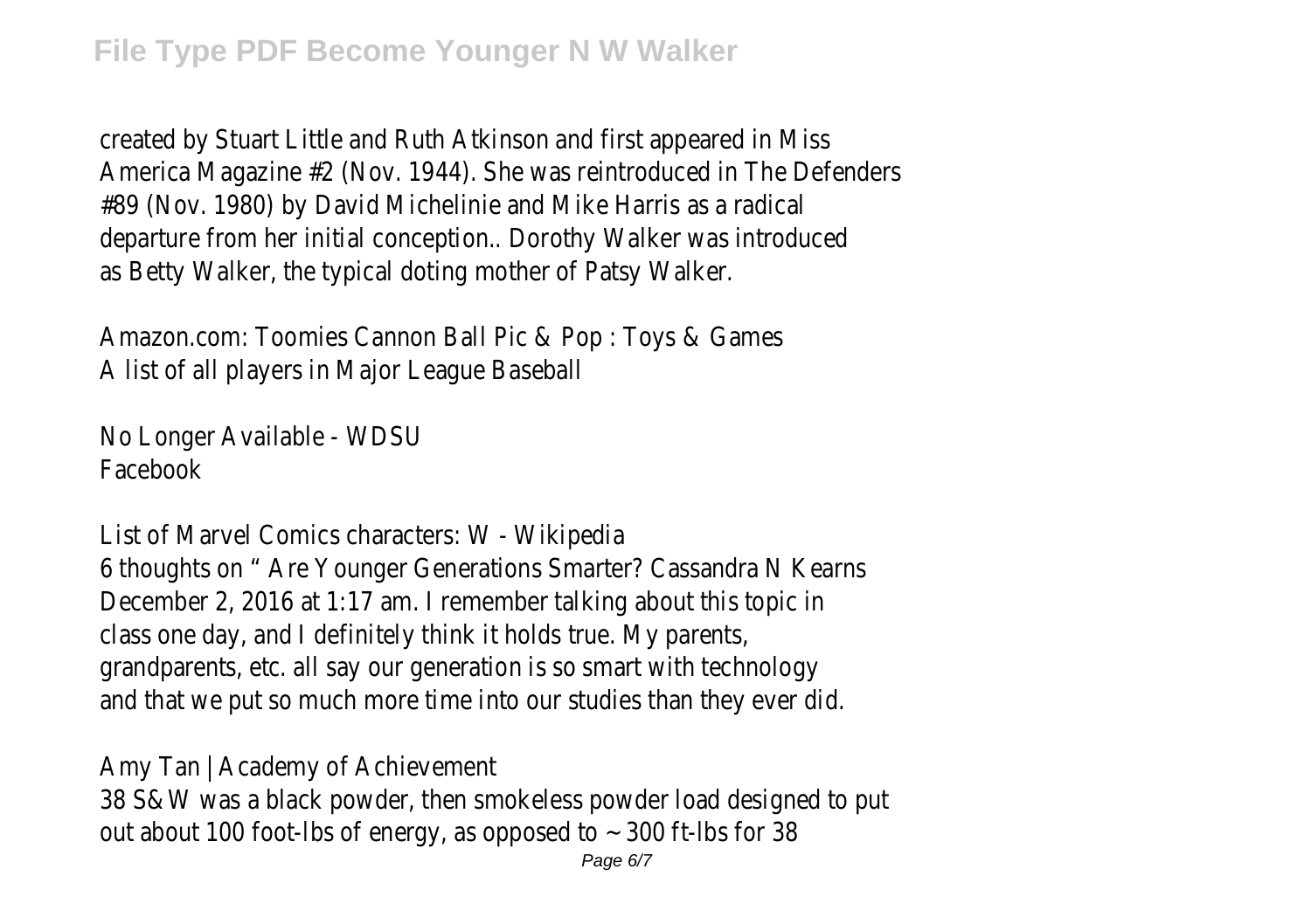created by Stuart Little and Ruth Atkinson and first appeared in Miss America Magazine #2 (Nov. 1944). She was reintroduced in The Defenders #89 (Nov. 1980) by David Michelinie and Mike Harris as a radical departure from her initial conception.. Dorothy Walker was introduced as Betty Walker, the typical doting mother of Patsy Walker.

Amazon.com: Toomies Cannon Ball Pic & Pop : Toys & Games
A list of all players in Major League Baseball

No Longer Available - WDSU
Facebook

List of Marvel Comics characters: W - Wikipedia
6 thoughts on " Are Younger Generations Smarter? Cassandra N Kearns December 2, 2016 at 1:17 am. I remember talking about this topic in class one day, and I definitely think it holds true. My parents, grandparents, etc. all say our generation is so smart with technology and that we put so much more time into our studies than they ever did.

Amy Tan | Academy of Achievement
38 S&W was a black powder, then smokeless powder load designed to put out about 100 foot-lbs of energy, as opposed to ~ 300 ft-lbs for 38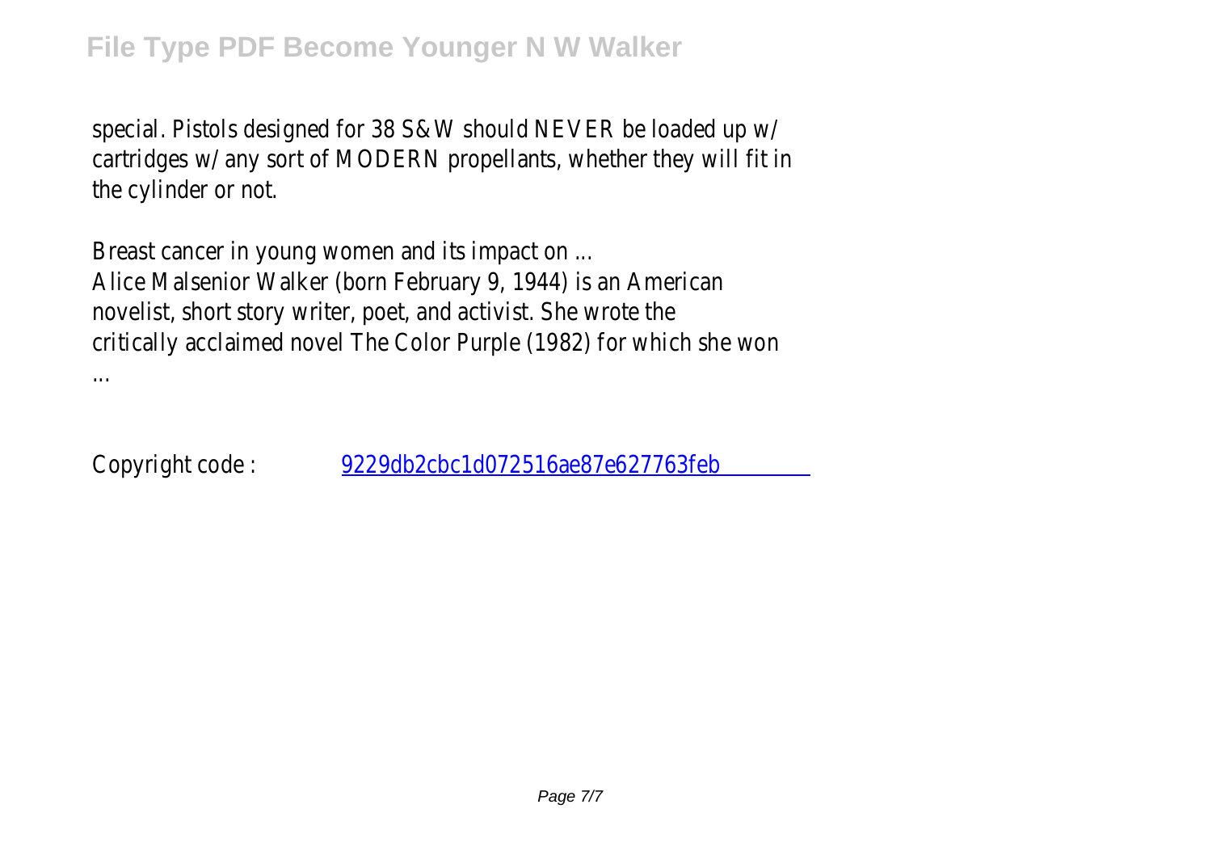special. Pistols designed for 38 S&W should NEVER be loaded up w/ cartridges w/ any sort of MODERN propellants, whether they will fit in the cylinder or not.

Breast cancer in young women and its impact on ...
Alice Malsenior Walker (born February 9, 1944) is an American novelist, short story writer, poet, and activist. She wrote the critically acclaimed novel The Color Purple (1982) for which she won ...

Copyright code : 9229db2cbc1d072516ae87e627763feb